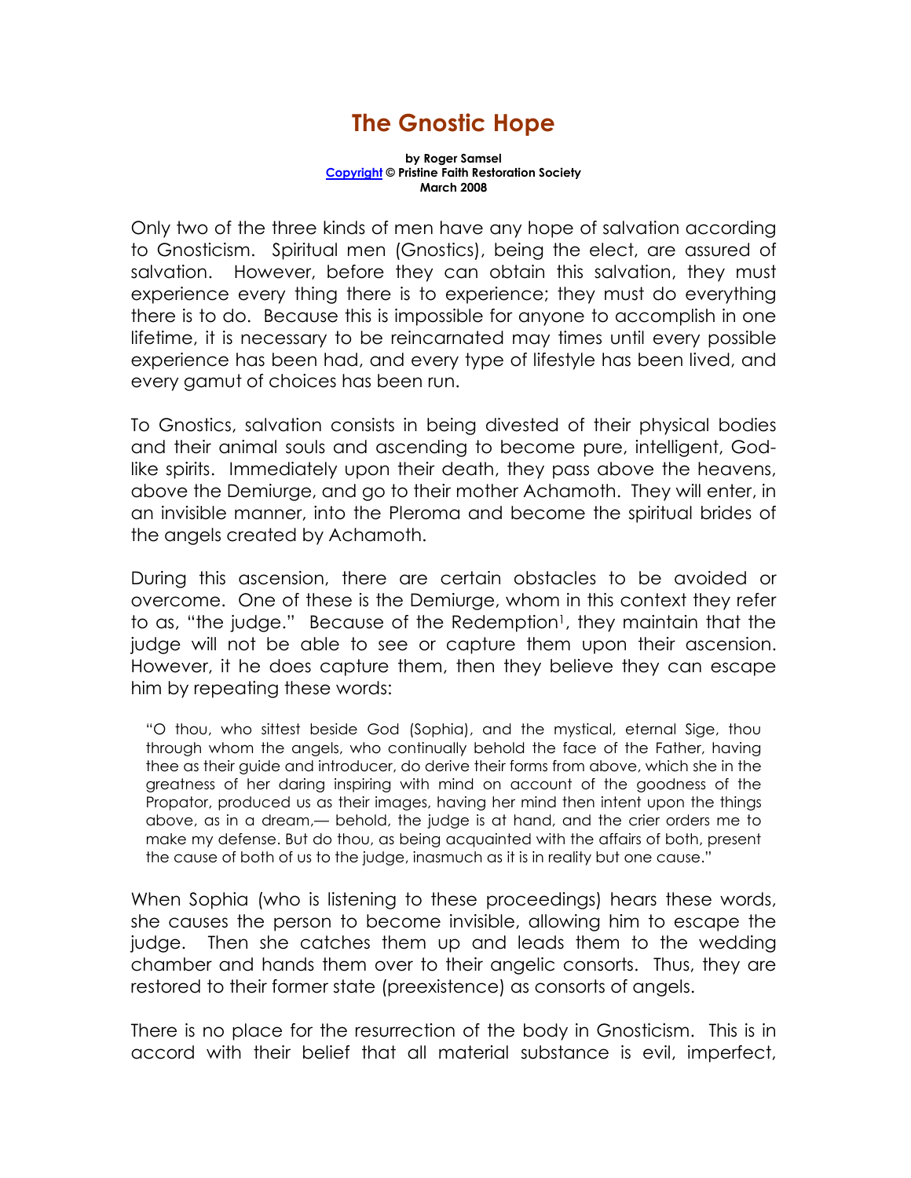# The Gnostic Hope

**by Roger Samsel**
**[Copyright](#) © Pristine Faith Restoration Society**
**March 2008**

Only two of the three kinds of men have any hope of salvation according to Gnosticism. Spiritual men (Gnostics), being the elect, are assured of salvation. However, before they can obtain this salvation, they must experience every thing there is to experience; they must do everything there is to do. Because this is impossible for anyone to accomplish in one lifetime, it is necessary to be reincarnated may times until every possible experience has been had, and every type of lifestyle has been lived, and every gamut of choices has been run.

To Gnostics, salvation consists in being divested of their physical bodies and their animal souls and ascending to become pure, intelligent, God-like spirits. Immediately upon their death, they pass above the heavens, above the Demiurge, and go to their mother Achamoth. They will enter, in an invisible manner, into the Pleroma and become the spiritual brides of the angels created by Achamoth.

During this ascension, there are certain obstacles to be avoided or overcome. One of these is the Demiurge, whom in this context they refer to as, "the judge." Because of the Redemption[1], they maintain that the judge will not be able to see or capture them upon their ascension. However, it he does capture them, then they believe they can escape him by repeating these words:

> "O thou, who sittest beside God (Sophia), and the mystical, eternal Sige, thou through whom the angels, who continually behold the face of the Father, having thee as their guide and introducer, do derive their forms from above, which she in the greatness of her daring inspiring with mind on account of the goodness of the Propator, produced us as their images, having her mind then intent upon the things above, as in a dream,— behold, the judge is at hand, and the crier orders me to make my defense. But do thou, as being acquainted with the affairs of both, present the cause of both of us to the judge, inasmuch as it is in reality but one cause."

When Sophia (who is listening to these proceedings) hears these words, she causes the person to become invisible, allowing him to escape the judge. Then she catches them up and leads them to the wedding chamber and hands them over to their angelic consorts. Thus, they are restored to their former state (preexistence) as consorts of angels.

There is no place for the resurrection of the body in Gnosticism. This is in accord with their belief that all material substance is evil, imperfect,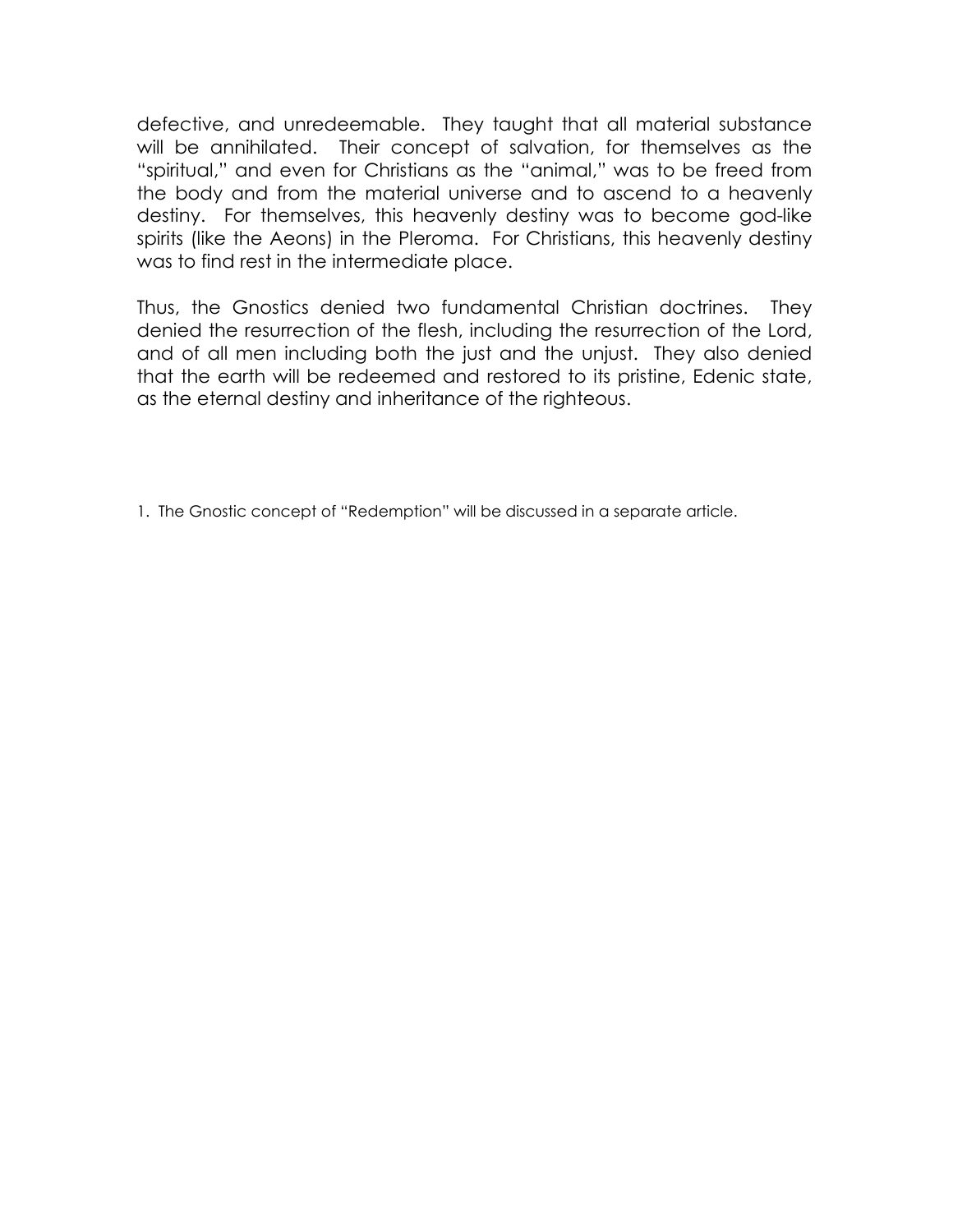defective, and unredeemable. They taught that all material substance will be annihilated. Their concept of salvation, for themselves as the "spiritual," and even for Christians as the "animal," was to be freed from the body and from the material universe and to ascend to a heavenly destiny. For themselves, this heavenly destiny was to become god-like spirits (like the Aeons) in the Pleroma. For Christians, this heavenly destiny was to find rest in the intermediate place.

Thus, the Gnostics denied two fundamental Christian doctrines. They denied the resurrection of the flesh, including the resurrection of the Lord, and of all men including both the just and the unjust. They also denied that the earth will be redeemed and restored to its pristine, Edenic state, as the eternal destiny and inheritance of the righteous.

1. The Gnostic concept of "Redemption" will be discussed in a separate article.